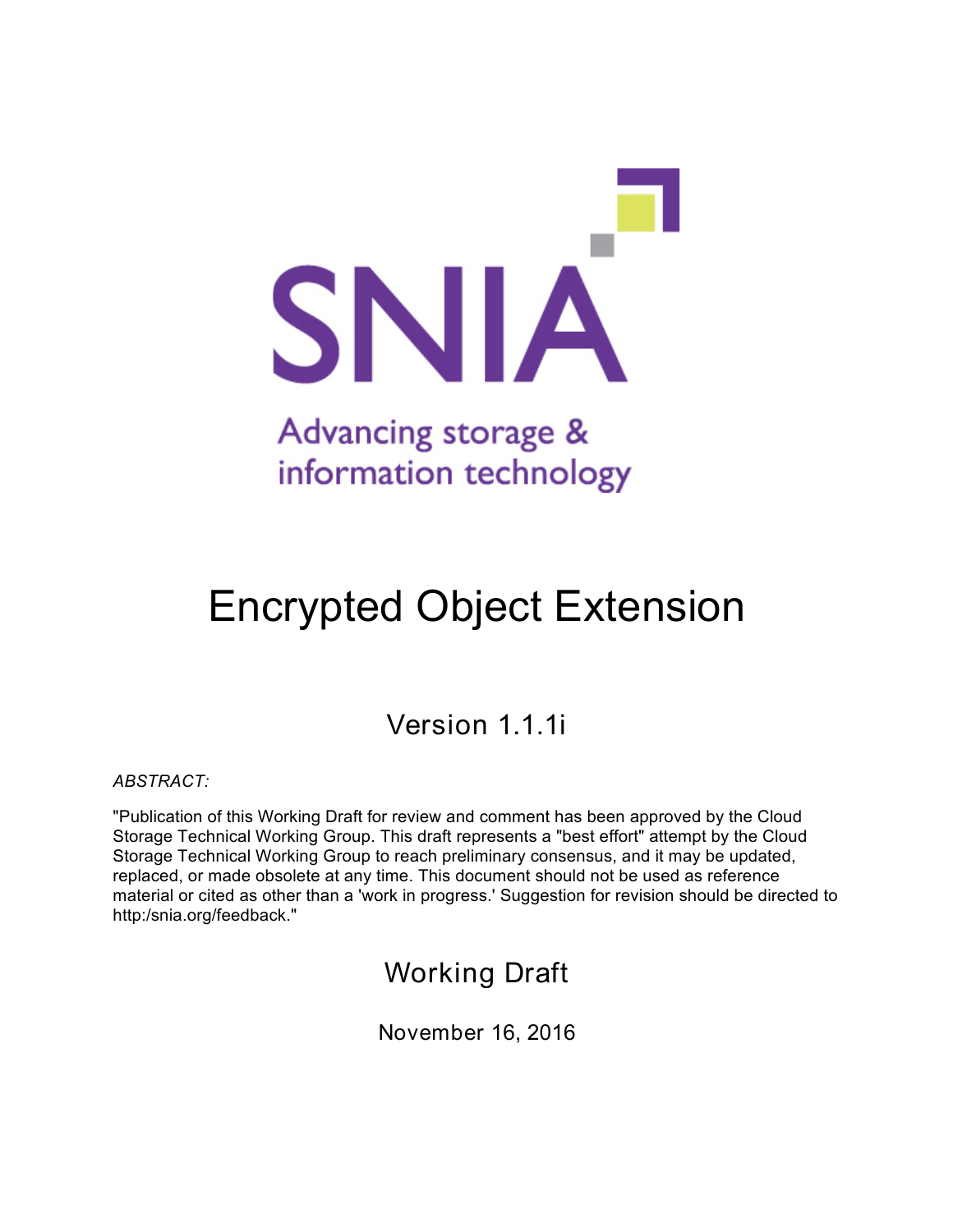SNIA

Advancing storage & information technology

# Encrypted Object Extension

## Version 1.1.1i

*ABSTRACT:*

"Publication of this Working Draft for review and comment has been approved by the Cloud Storage Technical Working Group. This draft represents a "best effort" attempt by the Cloud Storage Technical Working Group to reach preliminary consensus, and it may be updated, replaced, or made obsolete at any time. This document should not be used as reference material or cited as other than a 'work in progress.' Suggestion for revision should be directed to http:/snia.org/feedback."

## Working Draft

November 16, 2016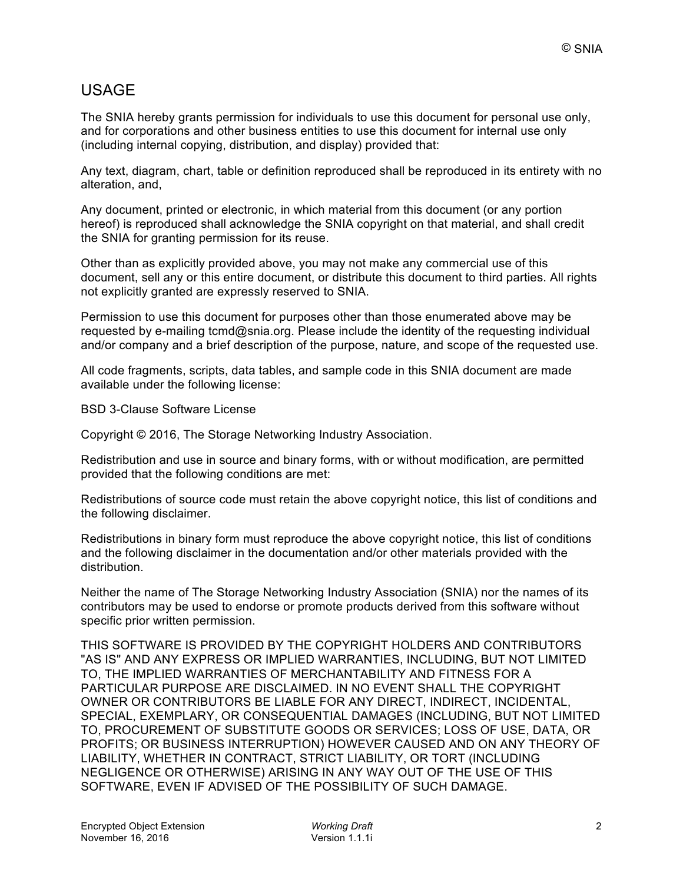# USAGE

The SNIA hereby grants permission for individuals to use this document for personal use only, and for corporations and other business entities to use this document for internal use only (including internal copying, distribution, and display) provided that:

Any text, diagram, chart, table or definition reproduced shall be reproduced in its entirety with no alteration, and,

Any document, printed or electronic, in which material from this document (or any portion hereof) is reproduced shall acknowledge the SNIA copyright on that material, and shall credit the SNIA for granting permission for its reuse.

Other than as explicitly provided above, you may not make any commercial use of this document, sell any or this entire document, or distribute this document to third parties. All rights not explicitly granted are expressly reserved to SNIA.

Permission to use this document for purposes other than those enumerated above may be requested by e-mailing tcmd@snia.org. Please include the identity of the requesting individual and/or company and a brief description of the purpose, nature, and scope of the requested use.

All code fragments, scripts, data tables, and sample code in this SNIA document are made available under the following license:

BSD 3-Clause Software License

Copyright © 2016, The Storage Networking Industry Association.

Redistribution and use in source and binary forms, with or without modification, are permitted provided that the following conditions are met:

Redistributions of source code must retain the above copyright notice, this list of conditions and the following disclaimer.

Redistributions in binary form must reproduce the above copyright notice, this list of conditions and the following disclaimer in the documentation and/or other materials provided with the distribution.

Neither the name of The Storage Networking Industry Association (SNIA) nor the names of its contributors may be used to endorse or promote products derived from this software without specific prior written permission.

THIS SOFTWARE IS PROVIDED BY THE COPYRIGHT HOLDERS AND CONTRIBUTORS "AS IS" AND ANY EXPRESS OR IMPLIED WARRANTIES, INCLUDING, BUT NOT LIMITED TO, THE IMPLIED WARRANTIES OF MERCHANTABILITY AND FITNESS FOR A PARTICULAR PURPOSE ARE DISCLAIMED. IN NO EVENT SHALL THE COPYRIGHT OWNER OR CONTRIBUTORS BE LIABLE FOR ANY DIRECT, INDIRECT, INCIDENTAL, SPECIAL, EXEMPLARY, OR CONSEQUENTIAL DAMAGES (INCLUDING, BUT NOT LIMITED TO, PROCUREMENT OF SUBSTITUTE GOODS OR SERVICES; LOSS OF USE, DATA, OR PROFITS; OR BUSINESS INTERRUPTION) HOWEVER CAUSED AND ON ANY THEORY OF LIABILITY, WHETHER IN CONTRACT, STRICT LIABILITY, OR TORT (INCLUDING NEGLIGENCE OR OTHERWISE) ARISING IN ANY WAY OUT OF THE USE OF THIS SOFTWARE, EVEN IF ADVISED OF THE POSSIBILITY OF SUCH DAMAGE.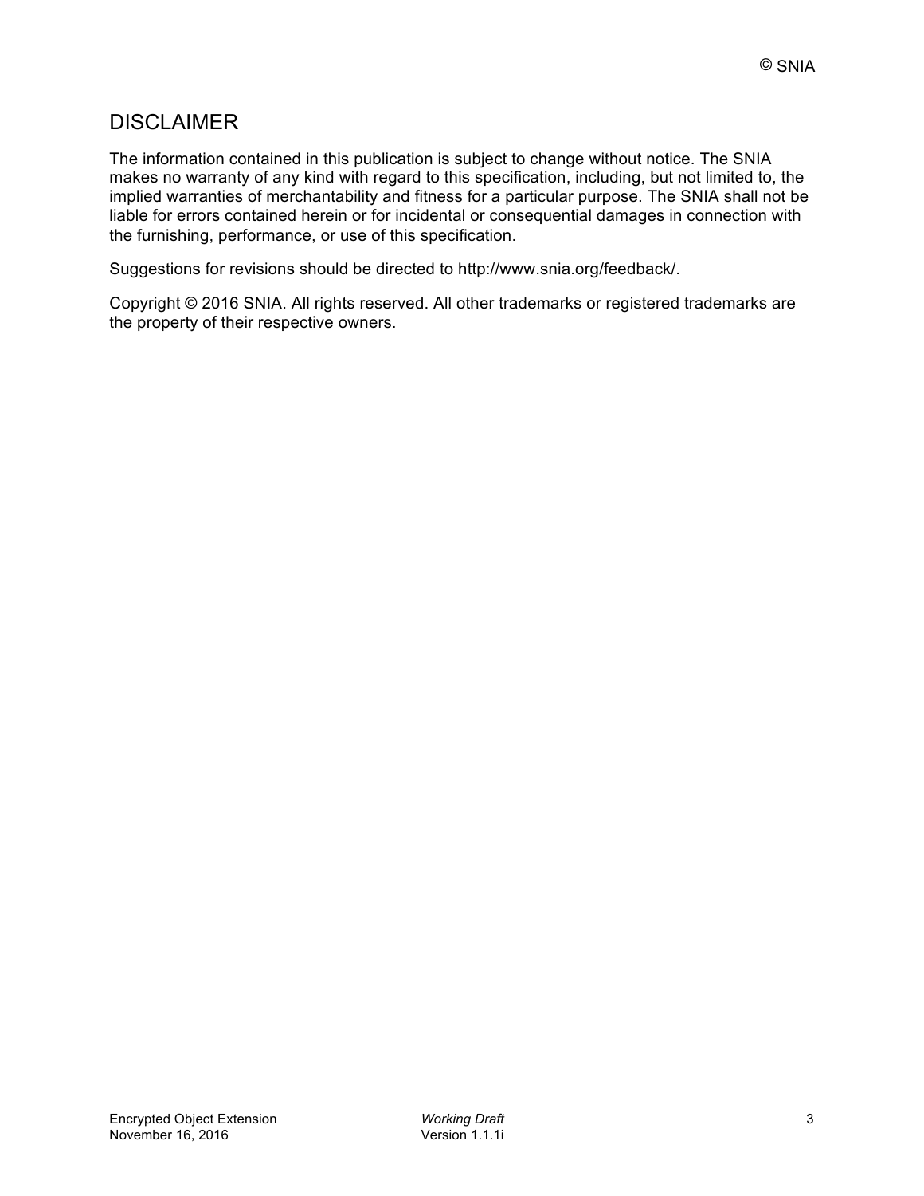## DISCLAIMER

The information contained in this publication is subject to change without notice. The SNIA makes no warranty of any kind with regard to this specification, including, but not limited to, the implied warranties of merchantability and fitness for a particular purpose. The SNIA shall not be liable for errors contained herein or for incidental or consequential damages in connection with the furnishing, performance, or use of this specification.

Suggestions for revisions should be directed to http://www.snia.org/feedback/.

Copyright © 2016 SNIA. All rights reserved. All other trademarks or registered trademarks are the property of their respective owners.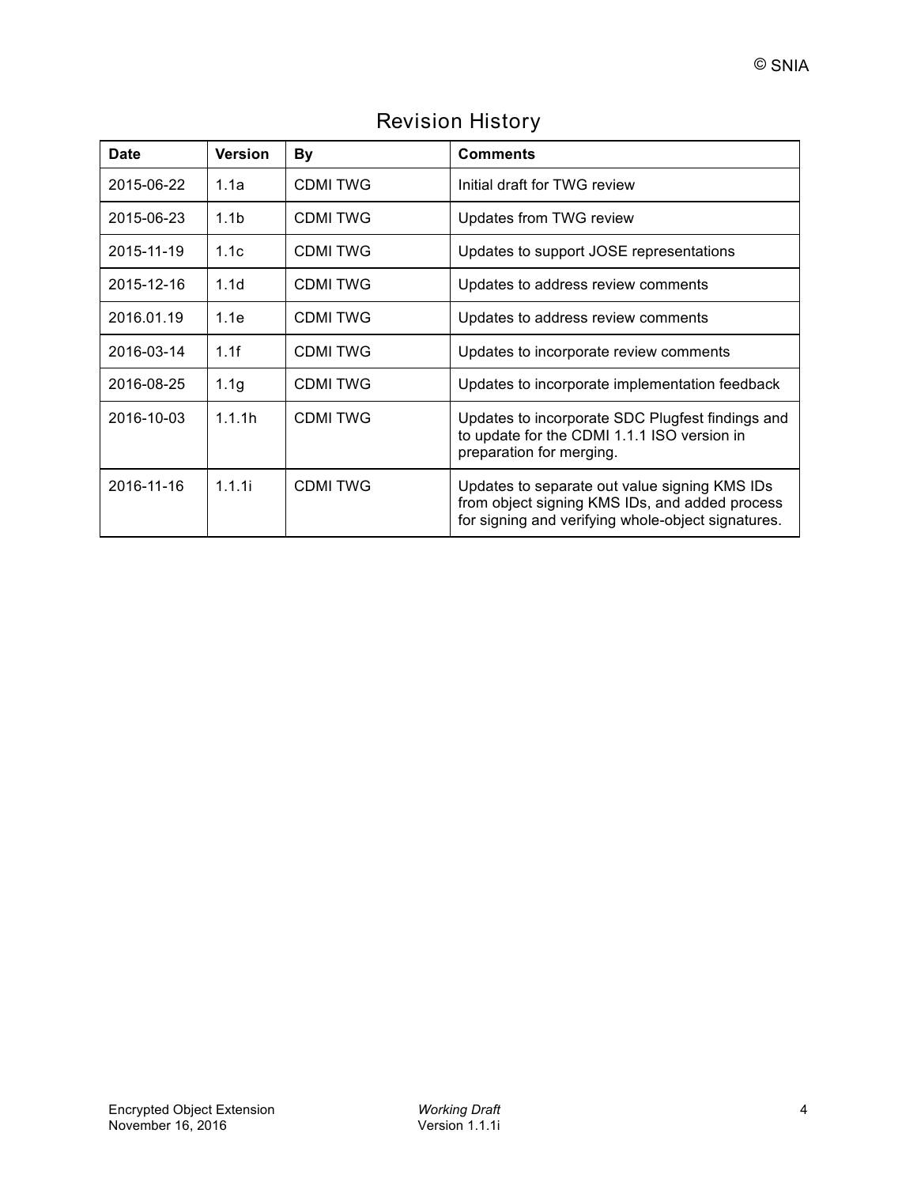# Revision History

| Date | Version | By | Comments |
|---|---|---|---|
| 2015-06-22 | 1.1a | CDMI TWG | Initial draft for TWG review |
| 2015-06-23 | 1.1b | CDMI TWG | Updates from TWG review |
| 2015-11-19 | 1.1c | CDMI TWG | Updates to support JOSE representations |
| 2015-12-16 | 1.1d | CDMI TWG | Updates to address review comments |
| 2016.01.19 | 1.1e | CDMI TWG | Updates to address review comments |
| 2016-03-14 | 1.1f | CDMI TWG | Updates to incorporate review comments |
| 2016-08-25 | 1.1g | CDMI TWG | Updates to incorporate implementation feedback |
| 2016-10-03 | 1.1.1h | CDMI TWG | Updates to incorporate SDC Plugfest findings and to update for the CDMI 1.1.1 ISO version in preparation for merging. |
| 2016-11-16 | 1.1.1i | CDMI TWG | Updates to separate out value signing KMS IDs from object signing KMS IDs, and added process for signing and verifying whole-object signatures. |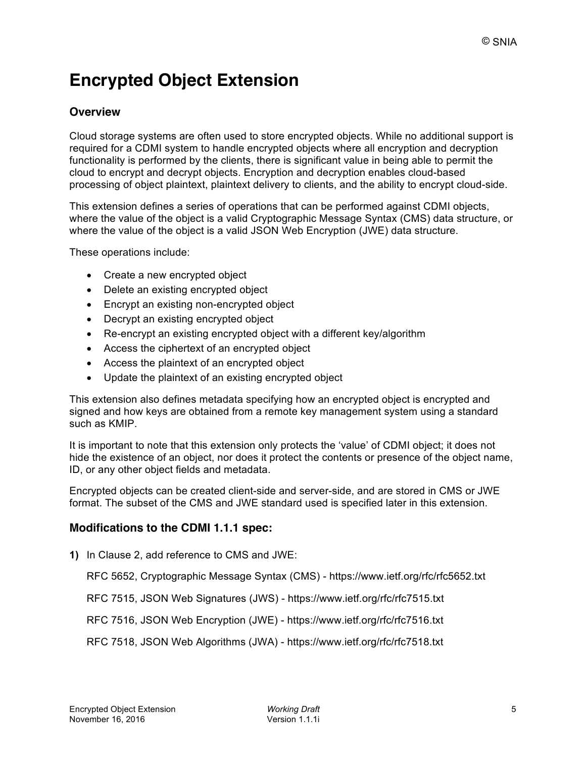# Encrypted Object Extension

## Overview

Cloud storage systems are often used to store encrypted objects. While no additional support is required for a CDMI system to handle encrypted objects where all encryption and decryption functionality is performed by the clients, there is significant value in being able to permit the cloud to encrypt and decrypt objects. Encryption and decryption enables cloud-based processing of object plaintext, plaintext delivery to clients, and the ability to encrypt cloud-side.

This extension defines a series of operations that can be performed against CDMI objects, where the value of the object is a valid Cryptographic Message Syntax (CMS) data structure, or where the value of the object is a valid JSON Web Encryption (JWE) data structure.

These operations include:

- Create a new encrypted object
- Delete an existing encrypted object
- Encrypt an existing non-encrypted object
- Decrypt an existing encrypted object
- Re-encrypt an existing encrypted object with a different key/algorithm
- Access the ciphertext of an encrypted object
- Access the plaintext of an encrypted object
- Update the plaintext of an existing encrypted object

This extension also defines metadata specifying how an encrypted object is encrypted and signed and how keys are obtained from a remote key management system using a standard such as KMIP.

It is important to note that this extension only protects the 'value' of CDMI object; it does not hide the existence of an object, nor does it protect the contents or presence of the object name, ID, or any other object fields and metadata.

Encrypted objects can be created client-side and server-side, and are stored in CMS or JWE format. The subset of the CMS and JWE standard used is specified later in this extension.

## Modifications to the CDMI 1.1.1 spec:

**1)** In Clause 2, add reference to CMS and JWE:

RFC 5652, Cryptographic Message Syntax (CMS) - https://www.ietf.org/rfc/rfc5652.txt

RFC 7515, JSON Web Signatures (JWS) - https://www.ietf.org/rfc/rfc7515.txt

RFC 7516, JSON Web Encryption (JWE) - https://www.ietf.org/rfc/rfc7516.txt

RFC 7518, JSON Web Algorithms (JWA) - https://www.ietf.org/rfc/rfc7518.txt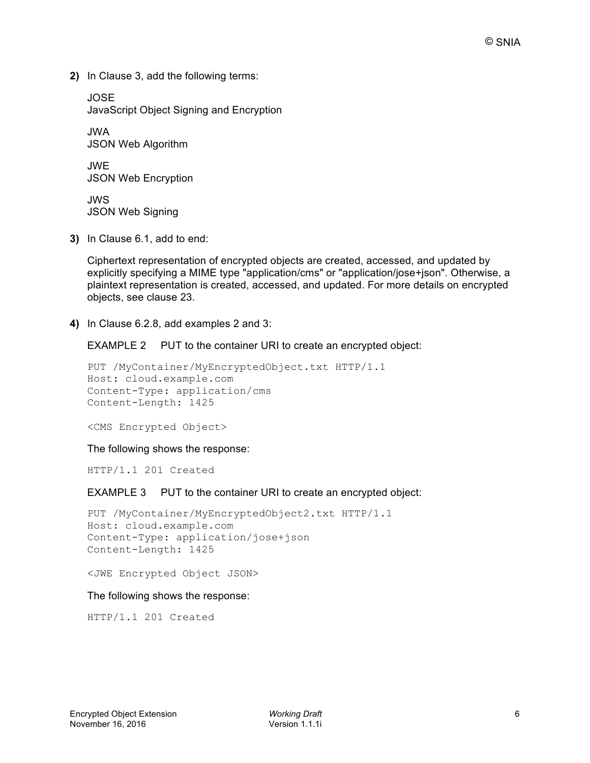**2)** In Clause 3, add the following terms:

JOSE
JavaScript Object Signing and Encryption

JWA
JSON Web Algorithm

JWE
JSON Web Encryption

JWS
JSON Web Signing

**3)** In Clause 6.1, add to end:

Ciphertext representation of encrypted objects are created, accessed, and updated by explicitly specifying a MIME type "application/cms" or "application/jose+json". Otherwise, a plaintext representation is created, accessed, and updated. For more details on encrypted objects, see clause 23.

**4)** In Clause 6.2.8, add examples 2 and 3:

EXAMPLE 2 PUT to the container URI to create an encrypted object:

```
PUT /MyContainer/MyEncryptedObject.txt HTTP/1.1
Host: cloud.example.com
Content-Type: application/cms
Content-Length: 1425

<CMS Encrypted Object>
```

The following shows the response:

```
HTTP/1.1 201 Created
```

EXAMPLE 3 PUT to the container URI to create an encrypted object:

```
PUT /MyContainer/MyEncryptedObject2.txt HTTP/1.1
Host: cloud.example.com
Content-Type: application/jose+json
Content-Length: 1425

<JWE Encrypted Object JSON>
```

The following shows the response:

```
HTTP/1.1 201 Created
```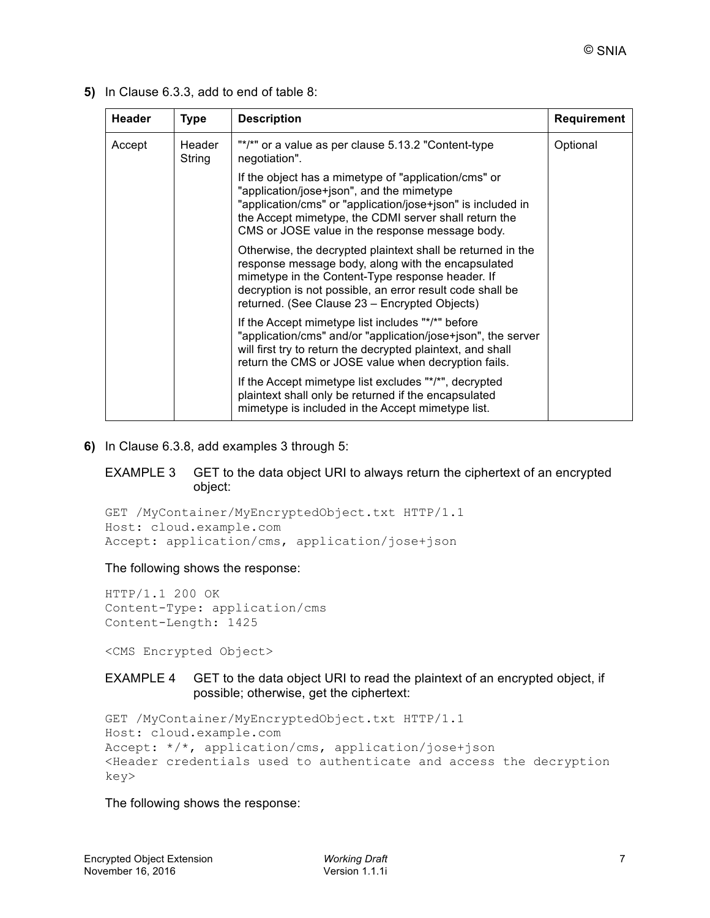**5)** In Clause 6.3.3, add to end of table 8:

| Header | Type | Description | Requirement |
|---|---|---|---|
| Accept | Header String | "*/*" or a value as per clause 5.13.2 "Content-type negotiation".<br><br>If the object has a mimetype of "application/cms" or "application/jose+json", and the mimetype "application/cms" or "application/jose+json" is included in the Accept mimetype, the CDMI server shall return the CMS or JOSE value in the response message body.<br><br>Otherwise, the decrypted plaintext shall be returned in the response message body, along with the encapsulated mimetype in the Content-Type response header. If decryption is not possible, an error result code shall be returned. (See Clause 23 – Encrypted Objects)<br><br>If the Accept mimetype list includes "*/*" before "application/cms" and/or "application/jose+json", the server will first try to return the decrypted plaintext, and shall return the CMS or JOSE value when decryption fails.<br><br>If the Accept mimetype list excludes "*/*", decrypted plaintext shall only be returned if the encapsulated mimetype is included in the Accept mimetype list. | Optional |

**6)** In Clause 6.3.8, add examples 3 through 5:

EXAMPLE 3 GET to the data object URI to always return the ciphertext of an encrypted object:

```
GET /MyContainer/MyEncryptedObject.txt HTTP/1.1
Host: cloud.example.com
Accept: application/cms, application/jose+json
```

The following shows the response:

```
HTTP/1.1 200 OK
Content-Type: application/cms
Content-Length: 1425

<CMS Encrypted Object>
```

EXAMPLE 4 GET to the data object URI to read the plaintext of an encrypted object, if possible; otherwise, get the ciphertext:

```
GET /MyContainer/MyEncryptedObject.txt HTTP/1.1
Host: cloud.example.com
Accept: */*, application/cms, application/jose+json
<Header credentials used to authenticate and access the decryption
key>
```

The following shows the response: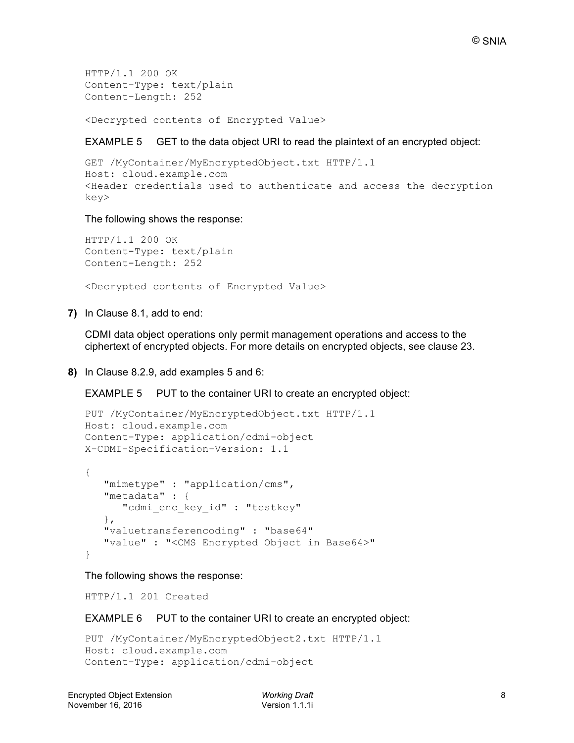```
HTTP/1.1 200 OK
Content-Type: text/plain
Content-Length: 252

<Decrypted contents of Encrypted Value>
```

EXAMPLE 5 GET to the data object URI to read the plaintext of an encrypted object:

```
GET /MyContainer/MyEncryptedObject.txt HTTP/1.1
Host: cloud.example.com
<Header credentials used to authenticate and access the decryption
key>
```

The following shows the response:

```
HTTP/1.1 200 OK
Content-Type: text/plain
Content-Length: 252

<Decrypted contents of Encrypted Value>
```

**7)** In Clause 8.1, add to end:

CDMI data object operations only permit management operations and access to the ciphertext of encrypted objects. For more details on encrypted objects, see clause 23.

**8)** In Clause 8.2.9, add examples 5 and 6:

EXAMPLE 5 PUT to the container URI to create an encrypted object:

```
PUT /MyContainer/MyEncryptedObject.txt HTTP/1.1
Host: cloud.example.com
Content-Type: application/cdmi-object
X-CDMI-Specification-Version: 1.1

{
   "mimetype" : "application/cms",
   "metadata" : {
      "cdmi_enc_key_id" : "testkey"
   },
   "valuetransferencoding" : "base64"
   "value" : "<CMS Encrypted Object in Base64>"
}
```

The following shows the response:

```
HTTP/1.1 201 Created
```

EXAMPLE 6 PUT to the container URI to create an encrypted object:

```
PUT /MyContainer/MyEncryptedObject2.txt HTTP/1.1
Host: cloud.example.com
Content-Type: application/cdmi-object
```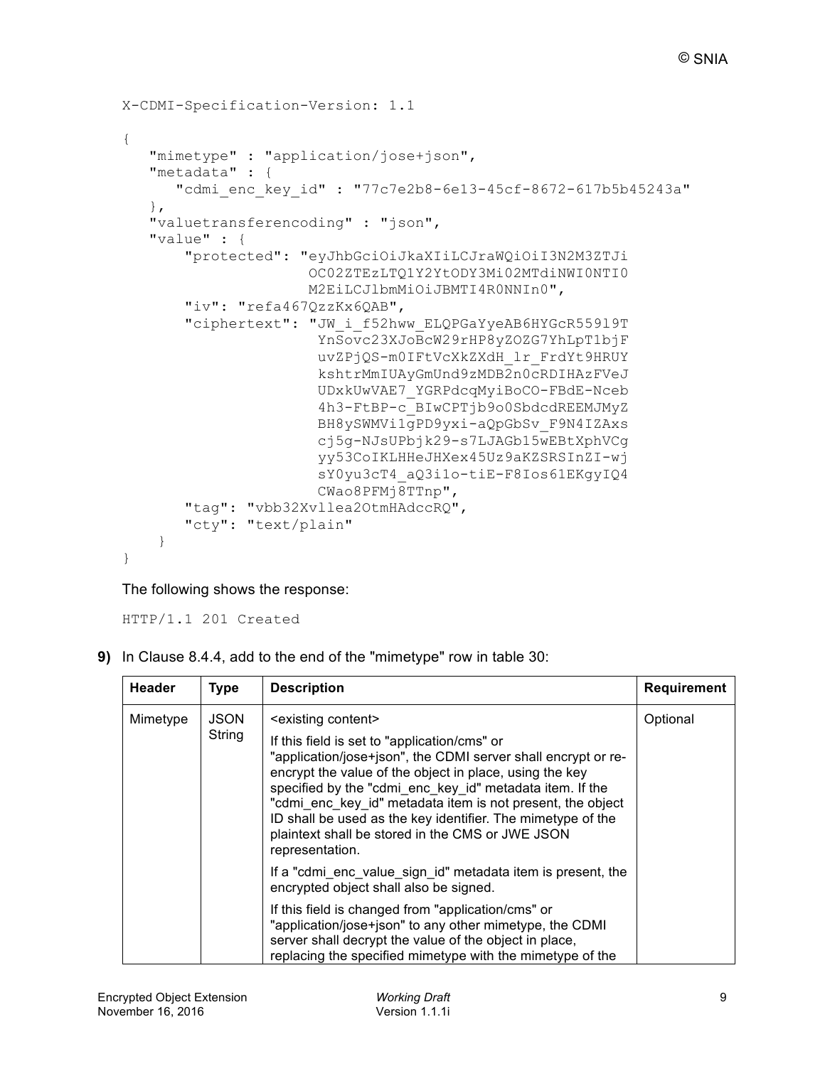```
X-CDMI-Specification-Version: 1.1

{
   "mimetype" : "application/jose+json",
   "metadata" : {
      "cdmi_enc_key_id" : "77c7e2b8-6e13-45cf-8672-617b5b45243a"
   },
   "valuetransferencoding" : "json",
   "value" : {
       "protected": "eyJhbGciOiJkaXIiLCJraWQiOiI3N2M3ZTJi
                    OC02ZTEzLTQ1Y2YtODY3Mi02MTdiNWI0NTI0
                    M2EiLCJlbmMiOiJBMTI4R0NNIn0",
       "iv": "refa467QzzKx6QAB",
       "ciphertext": "JW_i_f52hww_ELQPGaYyeAB6HYGcR559l9T
                     YnSovc23XJoBcW29rHP8yZOZG7YhLpT1bjF
                     uvZPjQS-m0IFtVcXkZXdH_lr_FrdYt9HRUY
                     kshtrMmIUAyGmUnd9zMDB2n0cRDIHAzFVeJ
                     UDxkUwVAE7_YGRPdcqMyiBoCO-FBdE-Nceb
                     4h3-FtBP-c_BIwCPTjb9o0SbdcdREEMJMyZ
                     BH8ySWMVi1gPD9yxi-aQpGbSv_F9N4IZAxs
                     cj5g-NJsUPbjk29-s7LJAGb15wEBtXphVCg
                     yy53CoIKLHHeJHXex45Uz9aKZSRSInZI-wj
                     sY0yu3cT4_aQ3i1o-tiE-F8Ios61EKgyIQ4
                     CWao8PFMj8TTnp",
       "tag": "vbb32Xvllea2OtmHAdccRQ",
       "cty": "text/plain"
    }
}
```

The following shows the response:

```
HTTP/1.1 201 Created
```

**9)** In Clause 8.4.4, add to the end of the "mimetype" row in table 30:

| Header | Type | Description | Requirement |
|---|---|---|---|
| Mimetype | JSON String | <existing content><br><br>If this field is set to "application/cms" or "application/jose+json", the CDMI server shall encrypt or re-encrypt the value of the object in place, using the key specified by the "cdmi_enc_key_id" metadata item. If the "cdmi_enc_key_id" metadata item is not present, the object ID shall be used as the key identifier. The mimetype of the plaintext shall be stored in the CMS or JWE JSON representation.<br><br>If a "cdmi_enc_value_sign_id" metadata item is present, the encrypted object shall also be signed.<br><br>If this field is changed from "application/cms" or "application/jose+json" to any other mimetype, the CDMI server shall decrypt the value of the object in place, replacing the specified mimetype with the mimetype of the | Optional |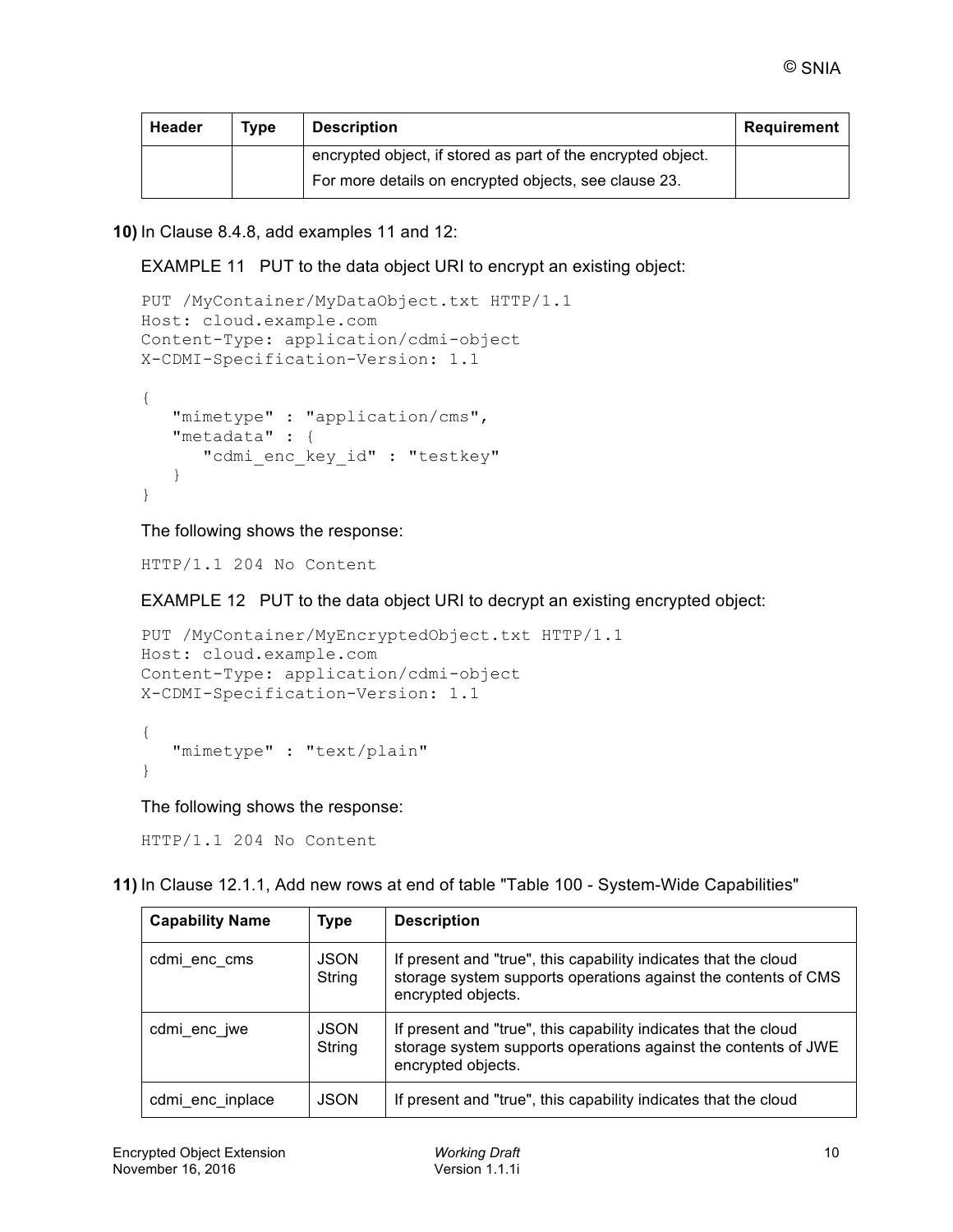| Header | Type | Description | Requirement |
|---|---|---|---|
| | | encrypted object, if stored as part of the encrypted object. For more details on encrypted objects, see clause 23. | |

**10)** In Clause 8.4.8, add examples 11 and 12:

EXAMPLE 11 PUT to the data object URI to encrypt an existing object:

```
PUT /MyContainer/MyDataObject.txt HTTP/1.1
Host: cloud.example.com
Content-Type: application/cdmi-object
X-CDMI-Specification-Version: 1.1

{
   "mimetype" : "application/cms",
   "metadata" : {
      "cdmi_enc_key_id" : "testkey"
   }
}
```

The following shows the response:

```
HTTP/1.1 204 No Content
```

EXAMPLE 12 PUT to the data object URI to decrypt an existing encrypted object:

```
PUT /MyContainer/MyEncryptedObject.txt HTTP/1.1
Host: cloud.example.com
Content-Type: application/cdmi-object
X-CDMI-Specification-Version: 1.1

{
   "mimetype" : "text/plain"
}
```

The following shows the response:

```
HTTP/1.1 204 No Content
```

**11)** In Clause 12.1.1, Add new rows at end of table "Table 100 - System-Wide Capabilities"

| Capability Name | Type | Description |
|---|---|---|
| cdmi_enc_cms | JSON String | If present and "true", this capability indicates that the cloud storage system supports operations against the contents of CMS encrypted objects. |
| cdmi_enc_jwe | JSON String | If present and "true", this capability indicates that the cloud storage system supports operations against the contents of JWE encrypted objects. |
| cdmi_enc_inplace | JSON | If present and "true", this capability indicates that the cloud |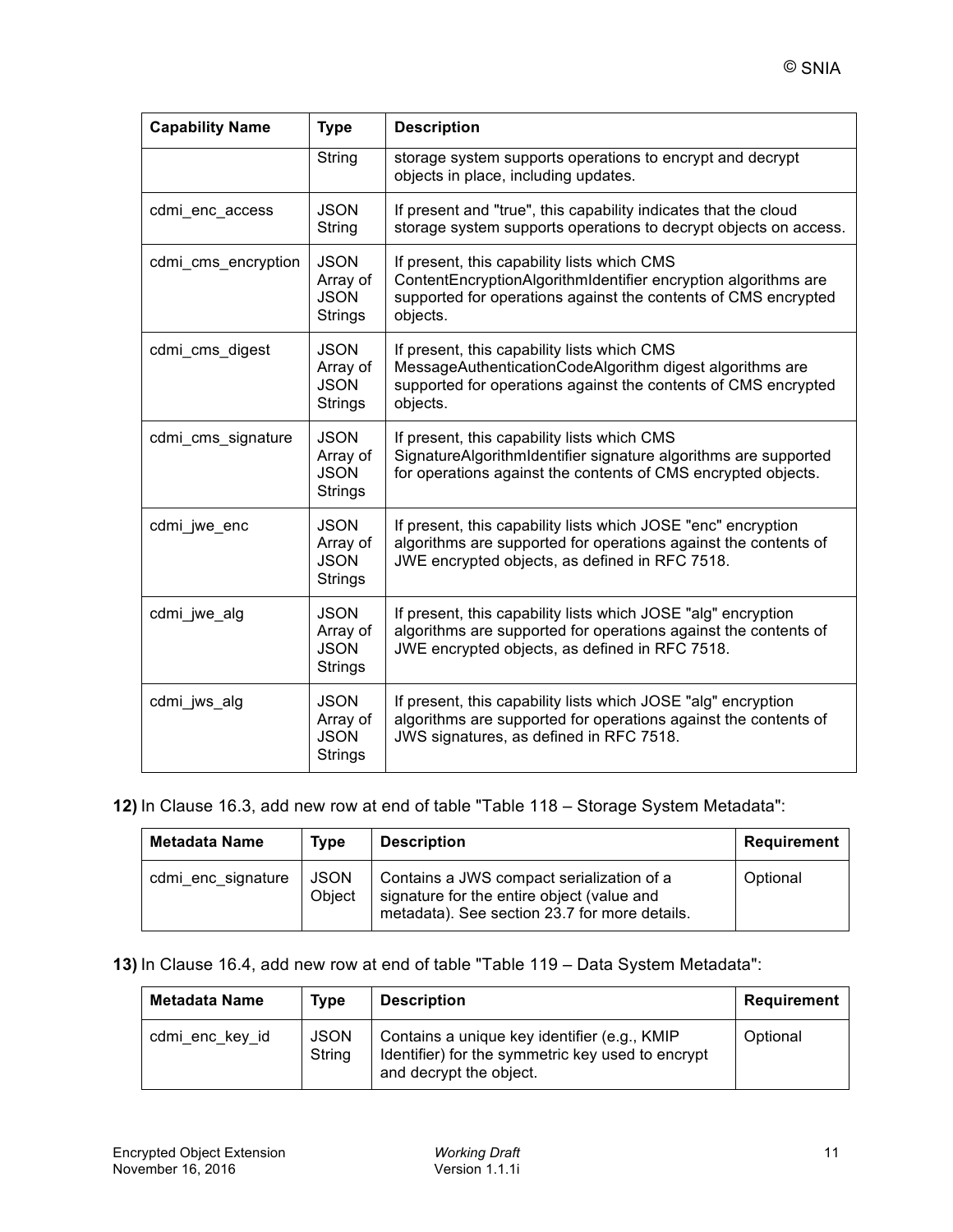| Capability Name | Type | Description |
|---|---|---|
| | String | storage system supports operations to encrypt and decrypt objects in place, including updates. |
| cdmi_enc_access | JSON String | If present and "true", this capability indicates that the cloud storage system supports operations to decrypt objects on access. |
| cdmi_cms_encryption | JSON Array of JSON Strings | If present, this capability lists which CMS ContentEncryptionAlgorithmIdentifier encryption algorithms are supported for operations against the contents of CMS encrypted objects. |
| cdmi_cms_digest | JSON Array of JSON Strings | If present, this capability lists which CMS MessageAuthenticationCodeAlgorithm digest algorithms are supported for operations against the contents of CMS encrypted objects. |
| cdmi_cms_signature | JSON Array of JSON Strings | If present, this capability lists which CMS SignatureAlgorithmIdentifier signature algorithms are supported for operations against the contents of CMS encrypted objects. |
| cdmi_jwe_enc | JSON Array of JSON Strings | If present, this capability lists which JOSE "enc" encryption algorithms are supported for operations against the contents of JWE encrypted objects, as defined in RFC 7518. |
| cdmi_jwe_alg | JSON Array of JSON Strings | If present, this capability lists which JOSE "alg" encryption algorithms are supported for operations against the contents of JWE encrypted objects, as defined in RFC 7518. |
| cdmi_jws_alg | JSON Array of JSON Strings | If present, this capability lists which JOSE "alg" encryption algorithms are supported for operations against the contents of JWS signatures, as defined in RFC 7518. |

**12)** In Clause 16.3, add new row at end of table "Table 118 – Storage System Metadata":

| Metadata Name | Type | Description | Requirement |
|---|---|---|---|
| cdmi_enc_signature | JSON Object | Contains a JWS compact serialization of a signature for the entire object (value and metadata). See section 23.7 for more details. | Optional |

**13)** In Clause 16.4, add new row at end of table "Table 119 – Data System Metadata":

| Metadata Name | Type | Description | Requirement |
|---|---|---|---|
| cdmi_enc_key_id | JSON String | Contains a unique key identifier (e.g., KMIP Identifier) for the symmetric key used to encrypt and decrypt the object. | Optional |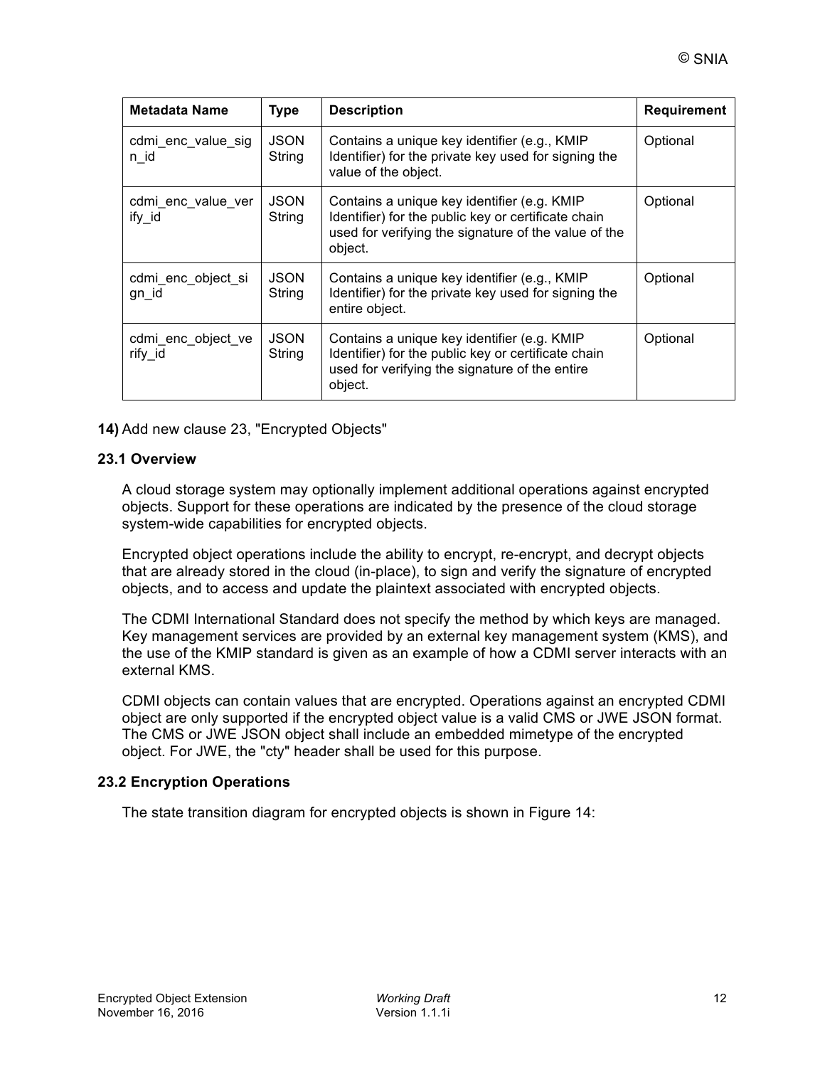| Metadata Name | Type | Description | Requirement |
| --- | --- | --- | --- |
| cdmi_enc_value_sign_id | JSON String | Contains a unique key identifier (e.g., KMIP Identifier) for the private key used for signing the value of the object. | Optional |
| cdmi_enc_value_verify_id | JSON String | Contains a unique key identifier (e.g. KMIP Identifier) for the public key or certificate chain used for verifying the signature of the value of the object. | Optional |
| cdmi_enc_object_sign_id | JSON String | Contains a unique key identifier (e.g., KMIP Identifier) for the private key used for signing the entire object. | Optional |
| cdmi_enc_object_verify_id | JSON String | Contains a unique key identifier (e.g. KMIP Identifier) for the public key or certificate chain used for verifying the signature of the entire object. | Optional |

**14)** Add new clause 23, "Encrypted Objects"

### 23.1 Overview

A cloud storage system may optionally implement additional operations against encrypted objects. Support for these operations are indicated by the presence of the cloud storage system-wide capabilities for encrypted objects.

Encrypted object operations include the ability to encrypt, re-encrypt, and decrypt objects that are already stored in the cloud (in-place), to sign and verify the signature of encrypted objects, and to access and update the plaintext associated with encrypted objects.

The CDMI International Standard does not specify the method by which keys are managed. Key management services are provided by an external key management system (KMS), and the use of the KMIP standard is given as an example of how a CDMI server interacts with an external KMS.

CDMI objects can contain values that are encrypted. Operations against an encrypted CDMI object are only supported if the encrypted object value is a valid CMS or JWE JSON format. The CMS or JWE JSON object shall include an embedded mimetype of the encrypted object. For JWE, the "cty" header shall be used for this purpose.

### 23.2 Encryption Operations

The state transition diagram for encrypted objects is shown in Figure 14: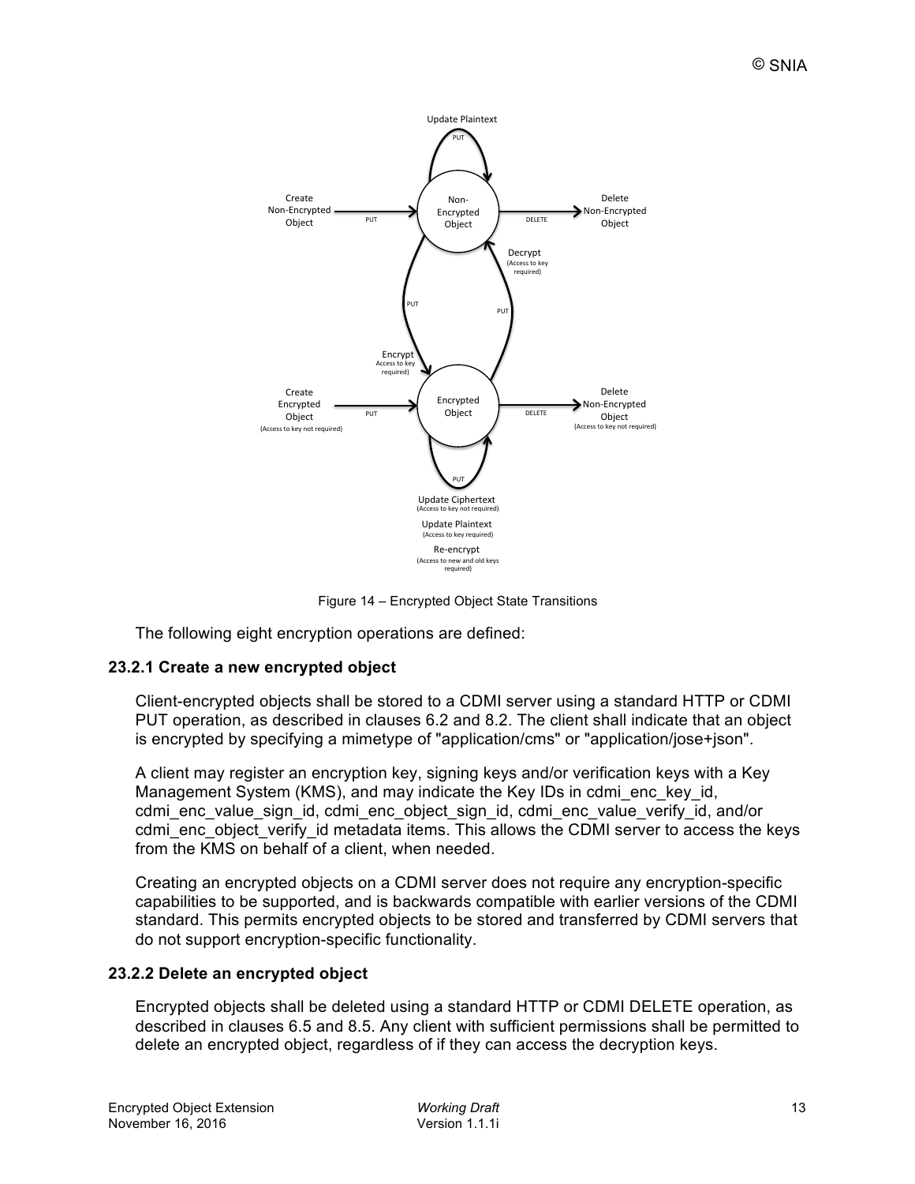Update Plaintext

PUT

Create Non-Encrypted Object

PUT

Non-Encrypted Object

DELETE

Delete Non-Encrypted Object

Decrypt
(Access to key required)

PUT

PUT

Encrypt
Access to key required)

Create Encrypted Object
(Access to key not required)

PUT

Encrypted Object

DELETE

Delete Non-Encrypted Object
(Access to key not required)

PUT

Update Ciphertext
(Access to key not required)

Update Plaintext
(Access to key required)

Re-encrypt
(Access to new and old keys required)

Figure 14 – Encrypted Object State Transitions

The following eight encryption operations are defined:

### 23.2.1 Create a new encrypted object

Client-encrypted objects shall be stored to a CDMI server using a standard HTTP or CDMI PUT operation, as described in clauses 6.2 and 8.2. The client shall indicate that an object is encrypted by specifying a mimetype of "application/cms" or "application/jose+json".

A client may register an encryption key, signing keys and/or verification keys with a Key Management System (KMS), and may indicate the Key IDs in cdmi_enc_key_id, cdmi_enc_value_sign_id, cdmi_enc_object_sign_id, cdmi_enc_value_verify_id, and/or cdmi_enc_object_verify_id metadata items. This allows the CDMI server to access the keys from the KMS on behalf of a client, when needed.

Creating an encrypted objects on a CDMI server does not require any encryption-specific capabilities to be supported, and is backwards compatible with earlier versions of the CDMI standard. This permits encrypted objects to be stored and transferred by CDMI servers that do not support encryption-specific functionality.

### 23.2.2 Delete an encrypted object

Encrypted objects shall be deleted using a standard HTTP or CDMI DELETE operation, as described in clauses 6.5 and 8.5. Any client with sufficient permissions shall be permitted to delete an encrypted object, regardless of if they can access the decryption keys.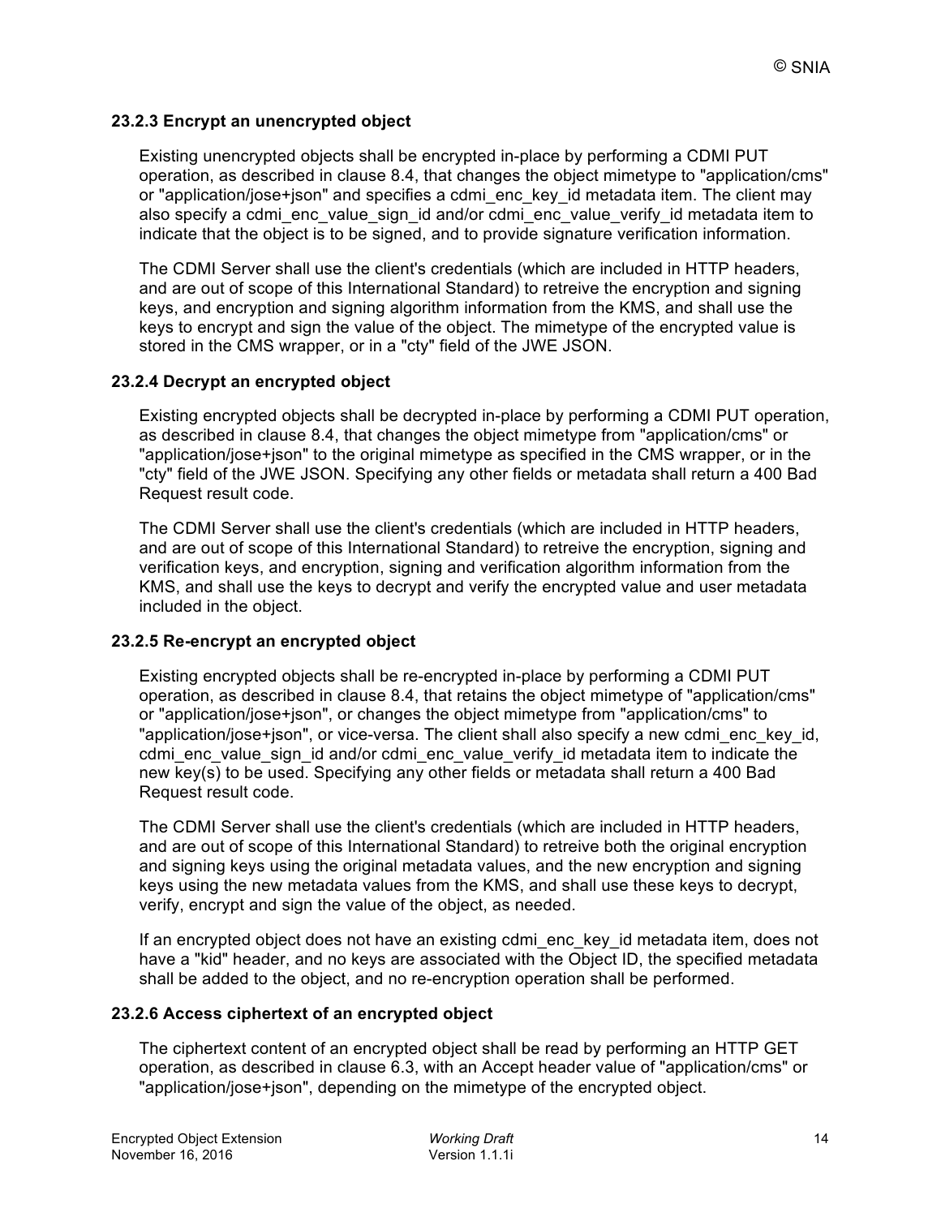### 23.2.3 Encrypt an unencrypted object

Existing unencrypted objects shall be encrypted in-place by performing a CDMI PUT operation, as described in clause 8.4, that changes the object mimetype to "application/cms" or "application/jose+json" and specifies a cdmi_enc_key_id metadata item. The client may also specify a cdmi_enc_value_sign_id and/or cdmi_enc_value_verify_id metadata item to indicate that the object is to be signed, and to provide signature verification information.

The CDMI Server shall use the client's credentials (which are included in HTTP headers, and are out of scope of this International Standard) to retreive the encryption and signing keys, and encryption and signing algorithm information from the KMS, and shall use the keys to encrypt and sign the value of the object. The mimetype of the encrypted value is stored in the CMS wrapper, or in a "cty" field of the JWE JSON.

### 23.2.4 Decrypt an encrypted object

Existing encrypted objects shall be decrypted in-place by performing a CDMI PUT operation, as described in clause 8.4, that changes the object mimetype from "application/cms" or "application/jose+json" to the original mimetype as specified in the CMS wrapper, or in the "cty" field of the JWE JSON. Specifying any other fields or metadata shall return a 400 Bad Request result code.

The CDMI Server shall use the client's credentials (which are included in HTTP headers, and are out of scope of this International Standard) to retreive the encryption, signing and verification keys, and encryption, signing and verification algorithm information from the KMS, and shall use the keys to decrypt and verify the encrypted value and user metadata included in the object.

### 23.2.5 Re-encrypt an encrypted object

Existing encrypted objects shall be re-encrypted in-place by performing a CDMI PUT operation, as described in clause 8.4, that retains the object mimetype of "application/cms" or "application/jose+json", or changes the object mimetype from "application/cms" to "application/jose+json", or vice-versa. The client shall also specify a new cdmi_enc_key_id, cdmi_enc_value_sign_id and/or cdmi_enc_value_verify_id metadata item to indicate the new key(s) to be used. Specifying any other fields or metadata shall return a 400 Bad Request result code.

The CDMI Server shall use the client's credentials (which are included in HTTP headers, and are out of scope of this International Standard) to retreive both the original encryption and signing keys using the original metadata values, and the new encryption and signing keys using the new metadata values from the KMS, and shall use these keys to decrypt, verify, encrypt and sign the value of the object, as needed.

If an encrypted object does not have an existing cdmi_enc_key_id metadata item, does not have a "kid" header, and no keys are associated with the Object ID, the specified metadata shall be added to the object, and no re-encryption operation shall be performed.

### 23.2.6 Access ciphertext of an encrypted object

The ciphertext content of an encrypted object shall be read by performing an HTTP GET operation, as described in clause 6.3, with an Accept header value of "application/cms" or "application/jose+json", depending on the mimetype of the encrypted object.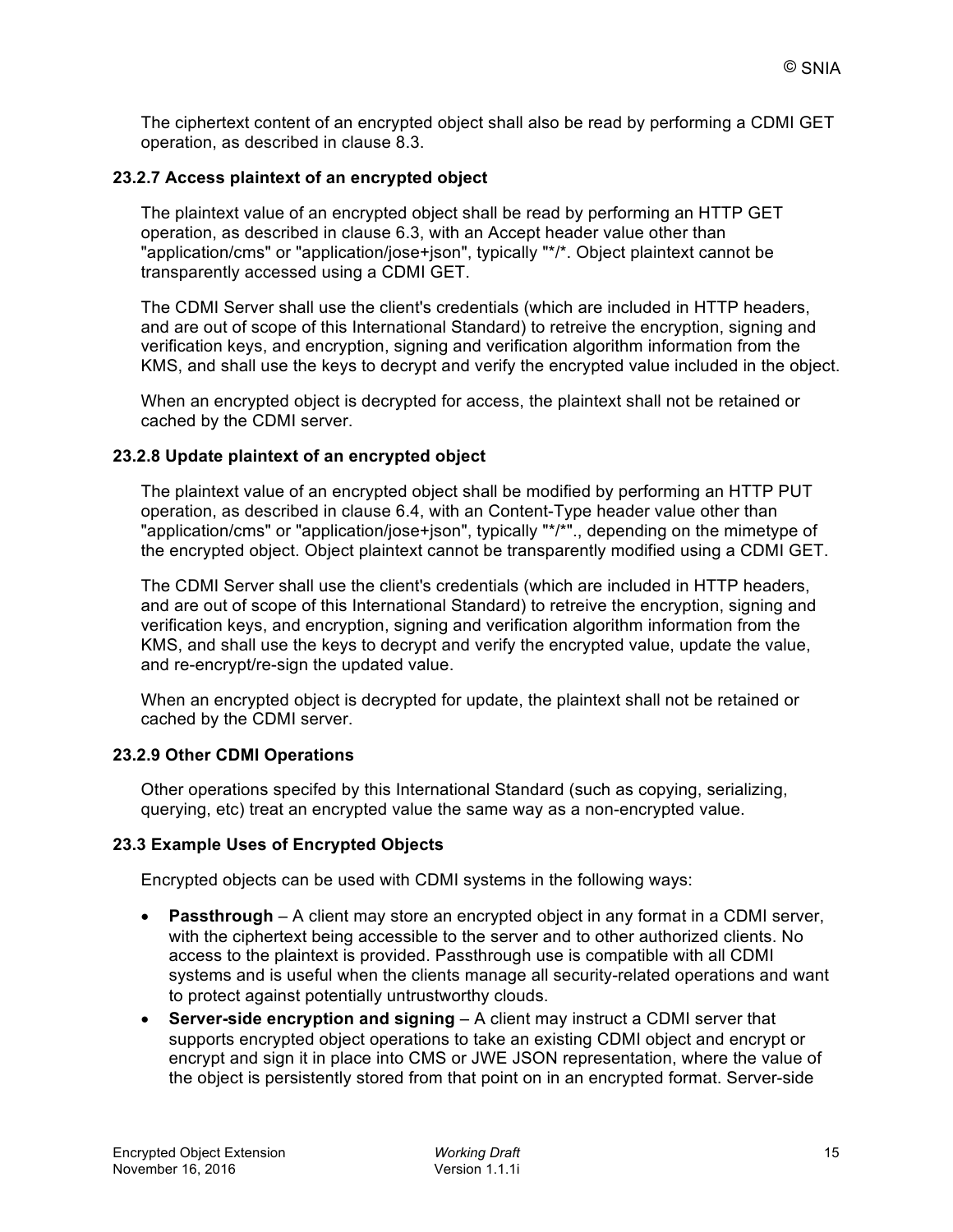The ciphertext content of an encrypted object shall also be read by performing a CDMI GET operation, as described in clause 8.3.

### 23.2.7 Access plaintext of an encrypted object

The plaintext value of an encrypted object shall be read by performing an HTTP GET operation, as described in clause 6.3, with an Accept header value other than "application/cms" or "application/jose+json", typically "*/*. Object plaintext cannot be transparently accessed using a CDMI GET.

The CDMI Server shall use the client's credentials (which are included in HTTP headers, and are out of scope of this International Standard) to retreive the encryption, signing and verification keys, and encryption, signing and verification algorithm information from the KMS, and shall use the keys to decrypt and verify the encrypted value included in the object.

When an encrypted object is decrypted for access, the plaintext shall not be retained or cached by the CDMI server.

### 23.2.8 Update plaintext of an encrypted object

The plaintext value of an encrypted object shall be modified by performing an HTTP PUT operation, as described in clause 6.4, with an Content-Type header value other than "application/cms" or "application/jose+json", typically "*/*"., depending on the mimetype of the encrypted object. Object plaintext cannot be transparently modified using a CDMI GET.

The CDMI Server shall use the client's credentials (which are included in HTTP headers, and are out of scope of this International Standard) to retreive the encryption, signing and verification keys, and encryption, signing and verification algorithm information from the KMS, and shall use the keys to decrypt and verify the encrypted value, update the value, and re-encrypt/re-sign the updated value.

When an encrypted object is decrypted for update, the plaintext shall not be retained or cached by the CDMI server.

### 23.2.9 Other CDMI Operations

Other operations specifed by this International Standard (such as copying, serializing, querying, etc) treat an encrypted value the same way as a non-encrypted value.

## 23.3 Example Uses of Encrypted Objects

Encrypted objects can be used with CDMI systems in the following ways:

- **Passthrough** – A client may store an encrypted object in any format in a CDMI server, with the ciphertext being accessible to the server and to other authorized clients. No access to the plaintext is provided. Passthrough use is compatible with all CDMI systems and is useful when the clients manage all security-related operations and want to protect against potentially untrustworthy clouds.
- **Server-side encryption and signing** – A client may instruct a CDMI server that supports encrypted object operations to take an existing CDMI object and encrypt or encrypt and sign it in place into CMS or JWE JSON representation, where the value of the object is persistently stored from that point on in an encrypted format. Server-side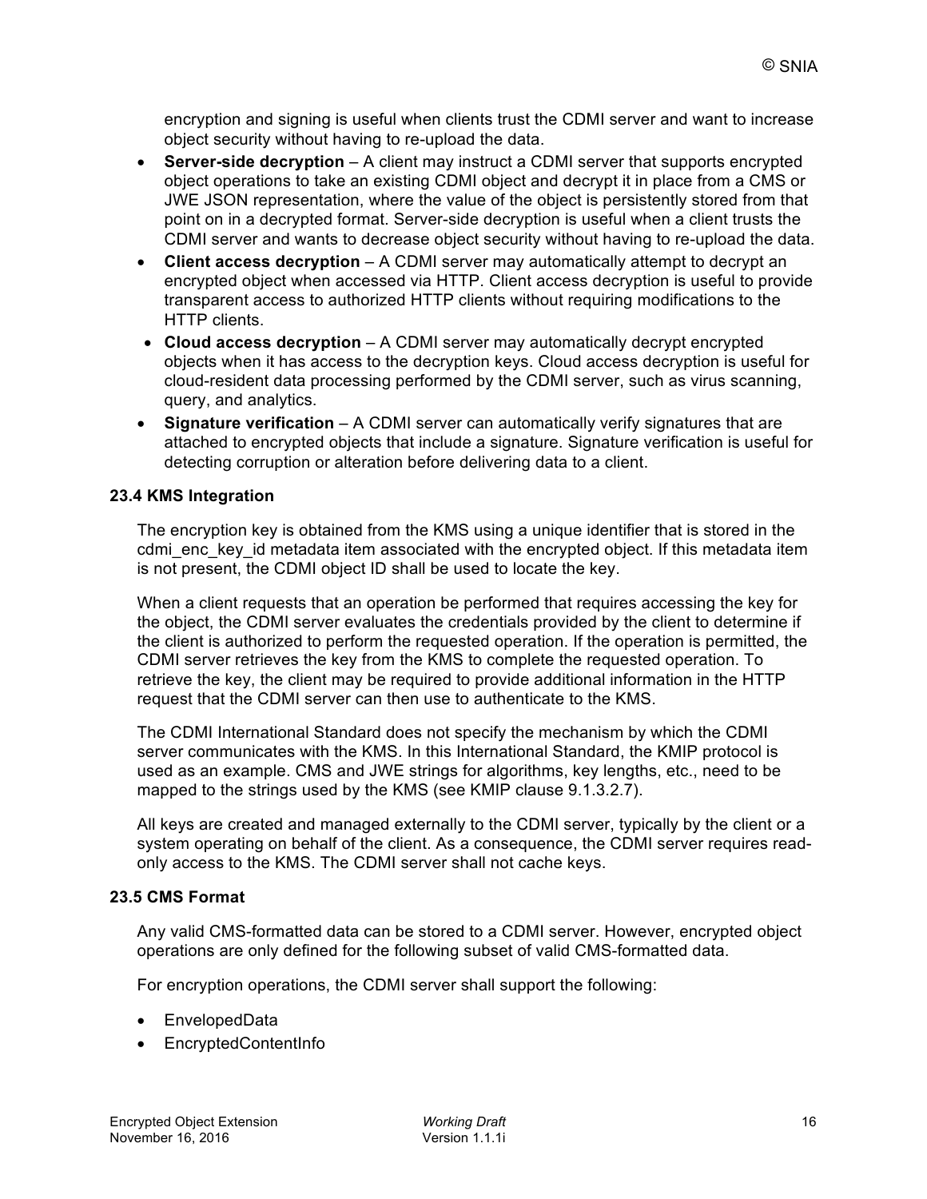encryption and signing is useful when clients trust the CDMI server and want to increase object security without having to re-upload the data.

- **Server-side decryption** – A client may instruct a CDMI server that supports encrypted object operations to take an existing CDMI object and decrypt it in place from a CMS or JWE JSON representation, where the value of the object is persistently stored from that point on in a decrypted format. Server-side decryption is useful when a client trusts the CDMI server and wants to decrease object security without having to re-upload the data.
- **Client access decryption** – A CDMI server may automatically attempt to decrypt an encrypted object when accessed via HTTP. Client access decryption is useful to provide transparent access to authorized HTTP clients without requiring modifications to the HTTP clients.
- **Cloud access decryption** – A CDMI server may automatically decrypt encrypted objects when it has access to the decryption keys. Cloud access decryption is useful for cloud-resident data processing performed by the CDMI server, such as virus scanning, query, and analytics.
- **Signature verification** – A CDMI server can automatically verify signatures that are attached to encrypted objects that include a signature. Signature verification is useful for detecting corruption or alteration before delivering data to a client.

### 23.4 KMS Integration

The encryption key is obtained from the KMS using a unique identifier that is stored in the cdmi_enc_key_id metadata item associated with the encrypted object. If this metadata item is not present, the CDMI object ID shall be used to locate the key.

When a client requests that an operation be performed that requires accessing the key for the object, the CDMI server evaluates the credentials provided by the client to determine if the client is authorized to perform the requested operation. If the operation is permitted, the CDMI server retrieves the key from the KMS to complete the requested operation. To retrieve the key, the client may be required to provide additional information in the HTTP request that the CDMI server can then use to authenticate to the KMS.

The CDMI International Standard does not specify the mechanism by which the CDMI server communicates with the KMS. In this International Standard, the KMIP protocol is used as an example. CMS and JWE strings for algorithms, key lengths, etc., need to be mapped to the strings used by the KMS (see KMIP clause 9.1.3.2.7).

All keys are created and managed externally to the CDMI server, typically by the client or a system operating on behalf of the client. As a consequence, the CDMI server requires read-only access to the KMS. The CDMI server shall not cache keys.

### 23.5 CMS Format

Any valid CMS-formatted data can be stored to a CDMI server. However, encrypted object operations are only defined for the following subset of valid CMS-formatted data.

For encryption operations, the CDMI server shall support the following:

- EnvelopedData
- EncryptedContentInfo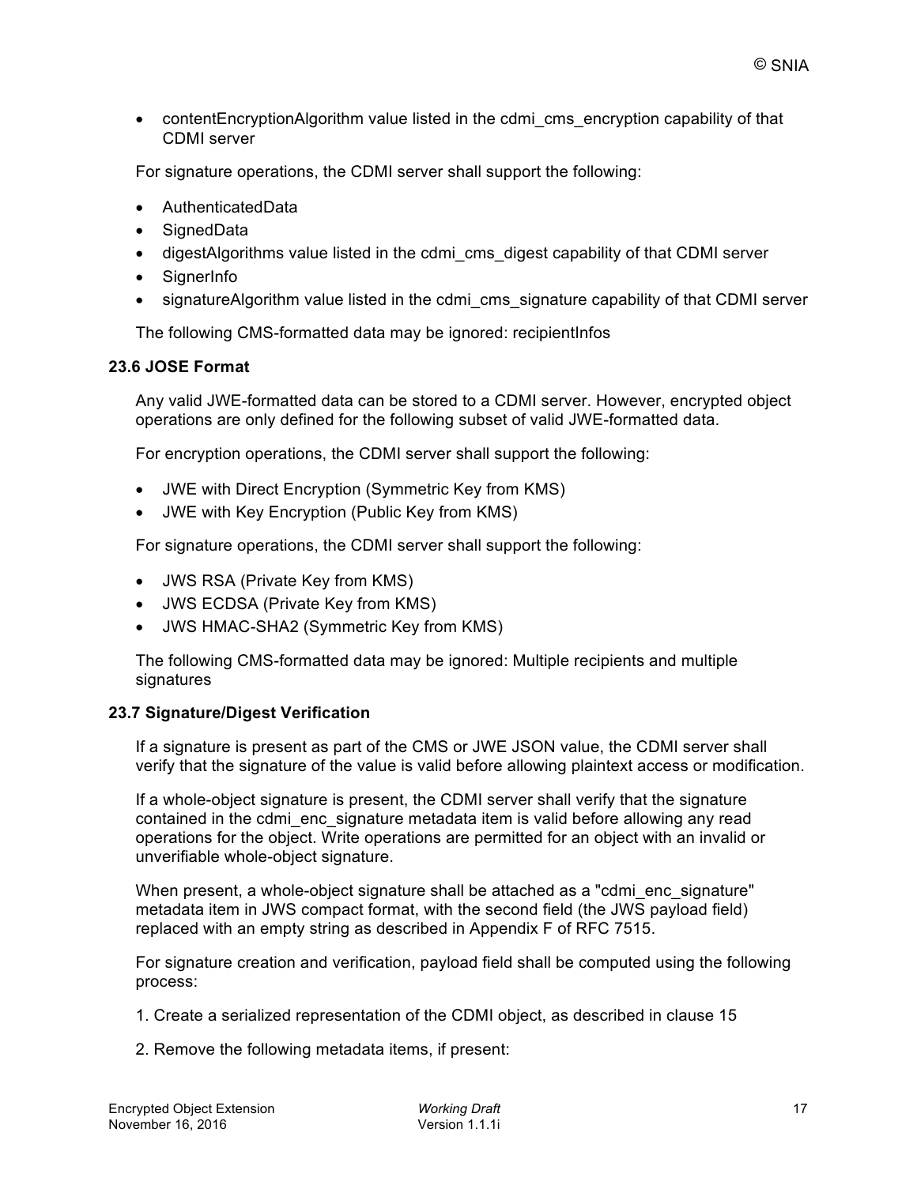- contentEncryptionAlgorithm value listed in the cdmi_cms_encryption capability of that CDMI server

For signature operations, the CDMI server shall support the following:

- AuthenticatedData
- SignedData
- digestAlgorithms value listed in the cdmi_cms_digest capability of that CDMI server
- SignerInfo
- signatureAlgorithm value listed in the cdmi_cms_signature capability of that CDMI server

The following CMS-formatted data may be ignored: recipientInfos

### 23.6 JOSE Format

Any valid JWE-formatted data can be stored to a CDMI server. However, encrypted object operations are only defined for the following subset of valid JWE-formatted data.

For encryption operations, the CDMI server shall support the following:

- JWE with Direct Encryption (Symmetric Key from KMS)
- JWE with Key Encryption (Public Key from KMS)

For signature operations, the CDMI server shall support the following:

- JWS RSA (Private Key from KMS)
- JWS ECDSA (Private Key from KMS)
- JWS HMAC-SHA2 (Symmetric Key from KMS)

The following CMS-formatted data may be ignored: Multiple recipients and multiple signatures

### 23.7 Signature/Digest Verification

If a signature is present as part of the CMS or JWE JSON value, the CDMI server shall verify that the signature of the value is valid before allowing plaintext access or modification.

If a whole-object signature is present, the CDMI server shall verify that the signature contained in the cdmi_enc_signature metadata item is valid before allowing any read operations for the object. Write operations are permitted for an object with an invalid or unverifiable whole-object signature.

When present, a whole-object signature shall be attached as a "cdmi_enc_signature" metadata item in JWS compact format, with the second field (the JWS payload field) replaced with an empty string as described in Appendix F of RFC 7515.

For signature creation and verification, payload field shall be computed using the following process:

1. Create a serialized representation of the CDMI object, as described in clause 15

2. Remove the following metadata items, if present: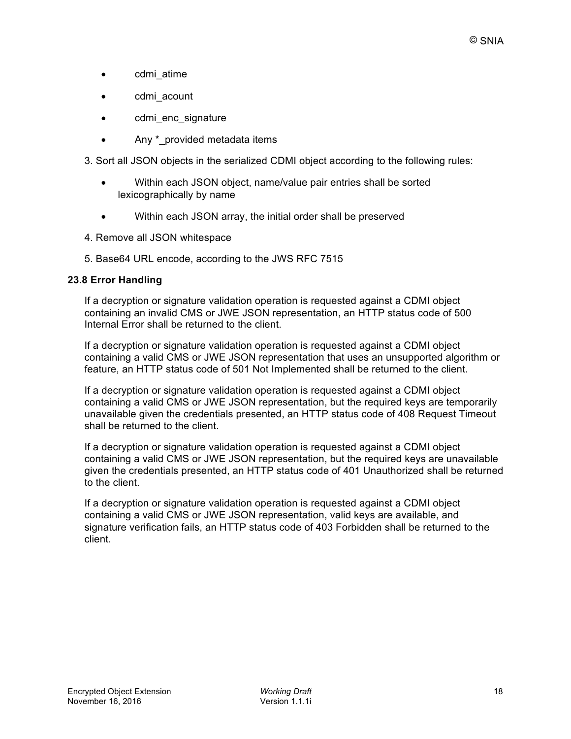- cdmi_atime
- cdmi_acount
- cdmi_enc_signature
- Any *_provided metadata items

3. Sort all JSON objects in the serialized CDMI object according to the following rules:
   - Within each JSON object, name/value pair entries shall be sorted lexicographically by name
   - Within each JSON array, the initial order shall be preserved
4. Remove all JSON whitespace
5. Base64 URL encode, according to the JWS RFC 7515

### 23.8 Error Handling

If a decryption or signature validation operation is requested against a CDMI object containing an invalid CMS or JWE JSON representation, an HTTP status code of 500 Internal Error shall be returned to the client.

If a decryption or signature validation operation is requested against a CDMI object containing a valid CMS or JWE JSON representation that uses an unsupported algorithm or feature, an HTTP status code of 501 Not Implemented shall be returned to the client.

If a decryption or signature validation operation is requested against a CDMI object containing a valid CMS or JWE JSON representation, but the required keys are temporarily unavailable given the credentials presented, an HTTP status code of 408 Request Timeout shall be returned to the client.

If a decryption or signature validation operation is requested against a CDMI object containing a valid CMS or JWE JSON representation, but the required keys are unavailable given the credentials presented, an HTTP status code of 401 Unauthorized shall be returned to the client.

If a decryption or signature validation operation is requested against a CDMI object containing a valid CMS or JWE JSON representation, valid keys are available, and signature verification fails, an HTTP status code of 403 Forbidden shall be returned to the client.